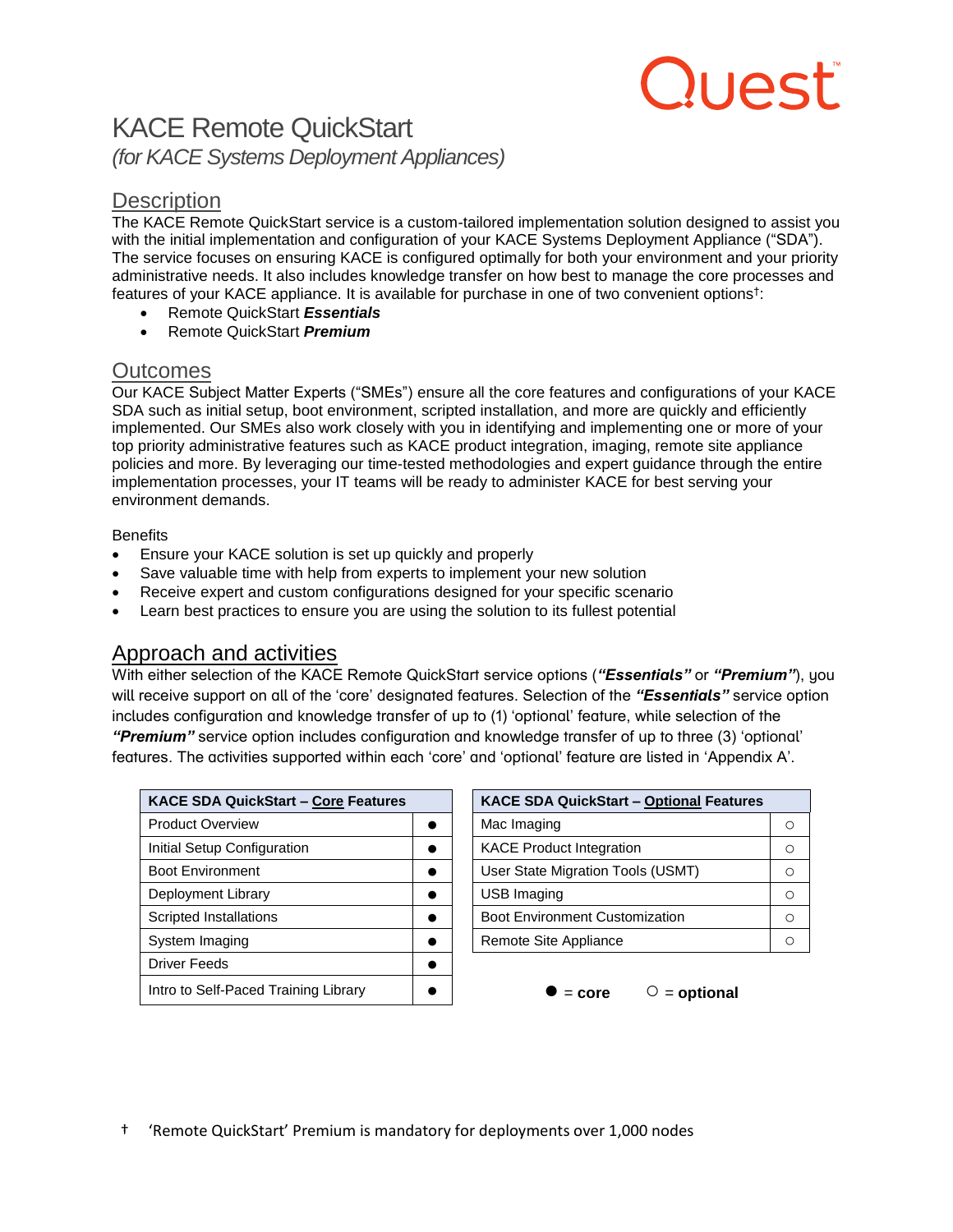# KACE Remote QuickStart

*(for KACE Systems Deployment Appliances)*

## Description

The KACE Remote QuickStart service is a custom-tailored implementation solution designed to assist you with the initial implementation and configuration of your KACE Systems Deployment Appliance ("SDA"). The service focuses on ensuring KACE is configured optimally for both your environment and your priority administrative needs. It also includes knowledge transfer on how best to manage the core processes and features of your KACE appliance. It is available for purchase in one of two convenient options†:

- Remote QuickStart ***Essentials***
- Remote QuickStart ***Premium***

## Outcomes

Our KACE Subject Matter Experts ("SMEs") ensure all the core features and configurations of your KACE SDA such as initial setup, boot environment, scripted installation, and more are quickly and efficiently implemented. Our SMEs also work closely with you in identifying and implementing one or more of your top priority administrative features such as KACE product integration, imaging, remote site appliance policies and more. By leveraging our time-tested methodologies and expert guidance through the entire implementation processes, your IT teams will be ready to administer KACE for best serving your environment demands.

Benefits

- Ensure your KACE solution is set up quickly and properly
- Save valuable time with help from experts to implement your new solution
- Receive expert and custom configurations designed for your specific scenario
- Learn best practices to ensure you are using the solution to its fullest potential

## Approach and activities

With either selection of the KACE Remote QuickStart service options (***"Essentials"*** or ***"Premium"***), you will receive support on all of the 'core' designated features. Selection of the ***"Essentials"*** service option includes configuration and knowledge transfer of up to (1) 'optional' feature, while selection of the ***"Premium"*** service option includes configuration and knowledge transfer of up to three (3) 'optional' features. The activities supported within each 'core' and 'optional' feature are listed in 'Appendix A'.

| KACE SDA QuickStart – Core Features | |
|---|---|
| Product Overview | ● |
| Initial Setup Configuration | ● |
| Boot Environment | ● |
| Deployment Library | ● |
| Scripted Installations | ● |
| System Imaging | ● |
| Driver Feeds | ● |
| Intro to Self-Paced Training Library | ● |

| KACE SDA QuickStart – Optional Features | |
|---|---|
| Mac Imaging | ○ |
| KACE Product Integration | ○ |
| User State Migration Tools (USMT) | ○ |
| USB Imaging | ○ |
| Boot Environment Customization | ○ |
| Remote Site Appliance | ○ |

● = **core** ○ = **optional**

† 'Remote QuickStart' Premium is mandatory for deployments over 1,000 nodes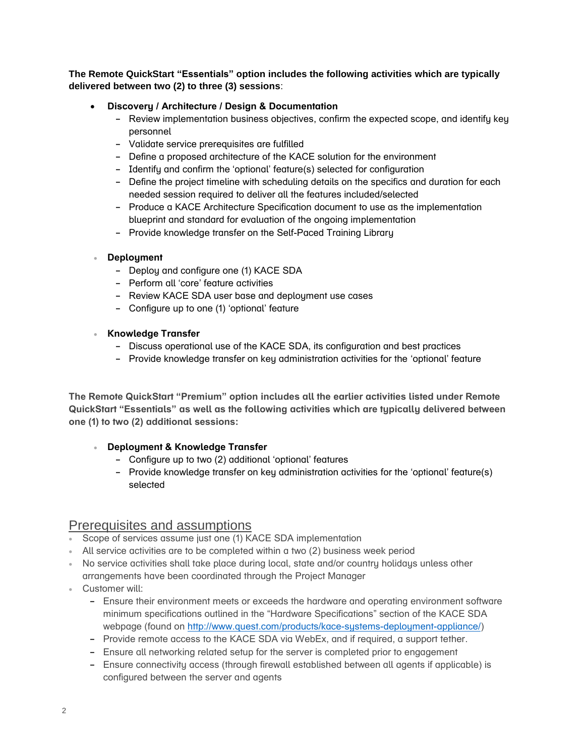**The Remote QuickStart "Essentials" option includes the following activities which are typically delivered between two (2) to three (3) sessions**:

- **Discovery / Architecture / Design & Documentation**
  - Review implementation business objectives, confirm the expected scope, and identify key personnel
  - Validate service prerequisites are fulfilled
  - Define a proposed architecture of the KACE solution for the environment
  - Identify and confirm the 'optional' feature(s) selected for configuration
  - Define the project timeline with scheduling details on the specifics and duration for each needed session required to deliver all the features included/selected
  - Produce a KACE Architecture Specification document to use as the implementation blueprint and standard for evaluation of the ongoing implementation
  - Provide knowledge transfer on the Self-Paced Training Library

- **Deployment**
  - Deploy and configure one (1) KACE SDA
  - Perform all 'core' feature activities
  - Review KACE SDA user base and deployment use cases
  - Configure up to one (1) 'optional' feature

- **Knowledge Transfer**
  - Discuss operational use of the KACE SDA, its configuration and best practices
  - Provide knowledge transfer on key administration activities for the 'optional' feature

**The Remote QuickStart "Premium" option includes all the earlier activities listed under Remote QuickStart "Essentials" as well as the following activities which are typically delivered between one (1) to two (2) additional sessions:**

- **Deployment & Knowledge Transfer**
  - Configure up to two (2) additional 'optional' features
  - Provide knowledge transfer on key administration activities for the 'optional' feature(s) selected

## Prerequisites and assumptions

- Scope of services assume just one (1) KACE SDA implementation
- All service activities are to be completed within a two (2) business week period
- No service activities shall take place during local, state and/or country holidays unless other arrangements have been coordinated through the Project Manager
- Customer will:
  - Ensure their environment meets or exceeds the hardware and operating environment software minimum specifications outlined in the "Hardware Specifications" section of the KACE SDA webpage (found on http://www.quest.com/products/kace-systems-deployment-appliance/)
  - Provide remote access to the KACE SDA via WebEx, and if required, a support tether.
  - Ensure all networking related setup for the server is completed prior to engagement
  - Ensure connectivity access (through firewall established between all agents if applicable) is configured between the server and agents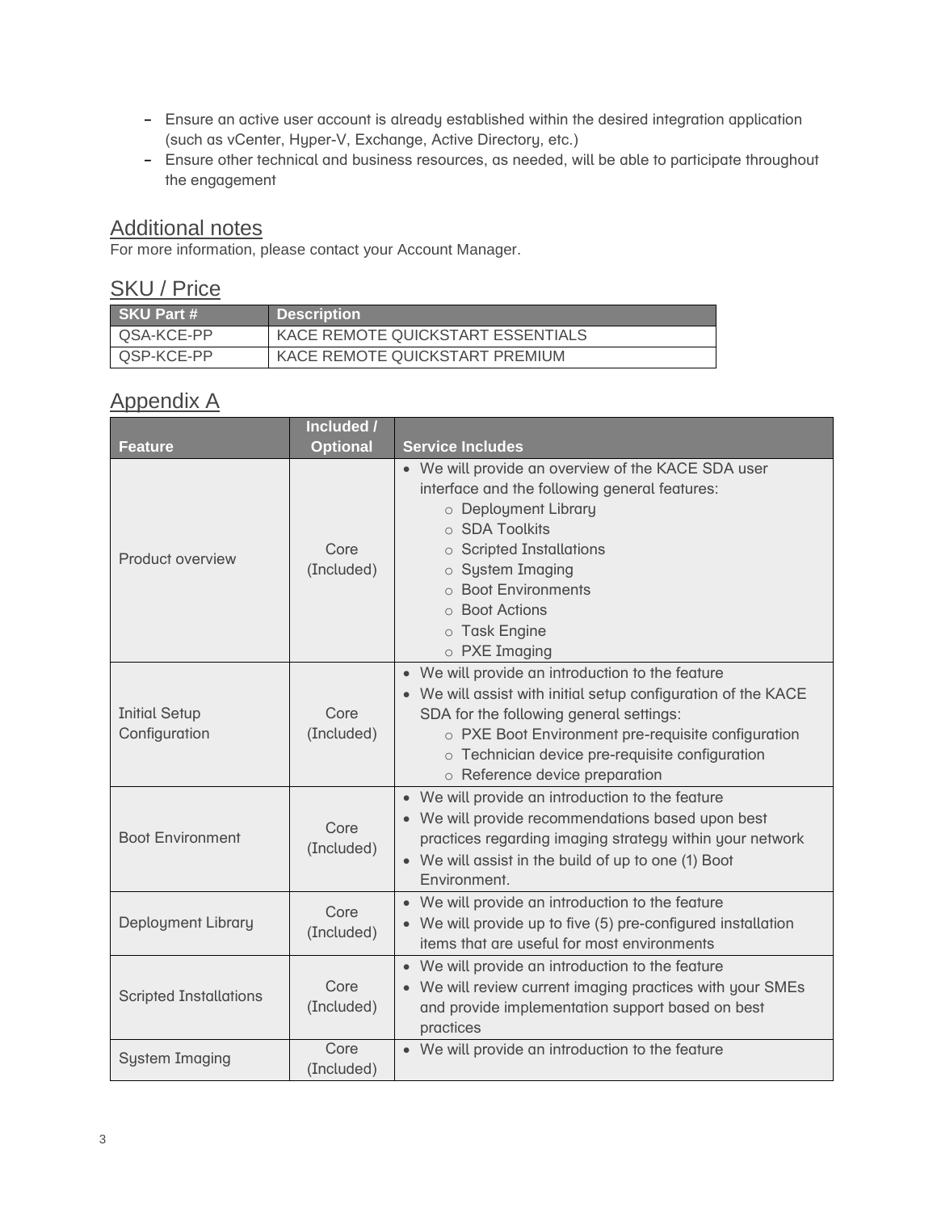- Ensure an active user account is already established within the desired integration application (such as vCenter, Hyper-V, Exchange, Active Directory, etc.)
- Ensure other technical and business resources, as needed, will be able to participate throughout the engagement

## Additional notes

For more information, please contact your Account Manager.

## SKU / Price

| SKU Part # | Description |
|---|---|
| QSA-KCE-PP | KACE REMOTE QUICKSTART ESSENTIALS |
| QSP-KCE-PP | KACE REMOTE QUICKSTART PREMIUM |

## Appendix A

| Feature | Included / Optional | Service Includes |
|---|---|---|
| Product overview | Core (Included) | • We will provide an overview of the KACE SDA user interface and the following general features:<br>○ Deployment Library<br>○ SDA Toolkits<br>○ Scripted Installations<br>○ System Imaging<br>○ Boot Environments<br>○ Boot Actions<br>○ Task Engine<br>○ PXE Imaging |
| Initial Setup Configuration | Core (Included) | • We will provide an introduction to the feature<br>• We will assist with initial setup configuration of the KACE SDA for the following general settings:<br>○ PXE Boot Environment pre-requisite configuration<br>○ Technician device pre-requisite configuration<br>○ Reference device preparation |
| Boot Environment | Core (Included) | • We will provide an introduction to the feature<br>• We will provide recommendations based upon best practices regarding imaging strategy within your network<br>• We will assist in the build of up to one (1) Boot Environment. |
| Deployment Library | Core (Included) | • We will provide an introduction to the feature<br>• We will provide up to five (5) pre-configured installation items that are useful for most environments |
| Scripted Installations | Core (Included) | • We will provide an introduction to the feature<br>• We will review current imaging practices with your SMEs and provide implementation support based on best practices |
| System Imaging | Core (Included) | • We will provide an introduction to the feature |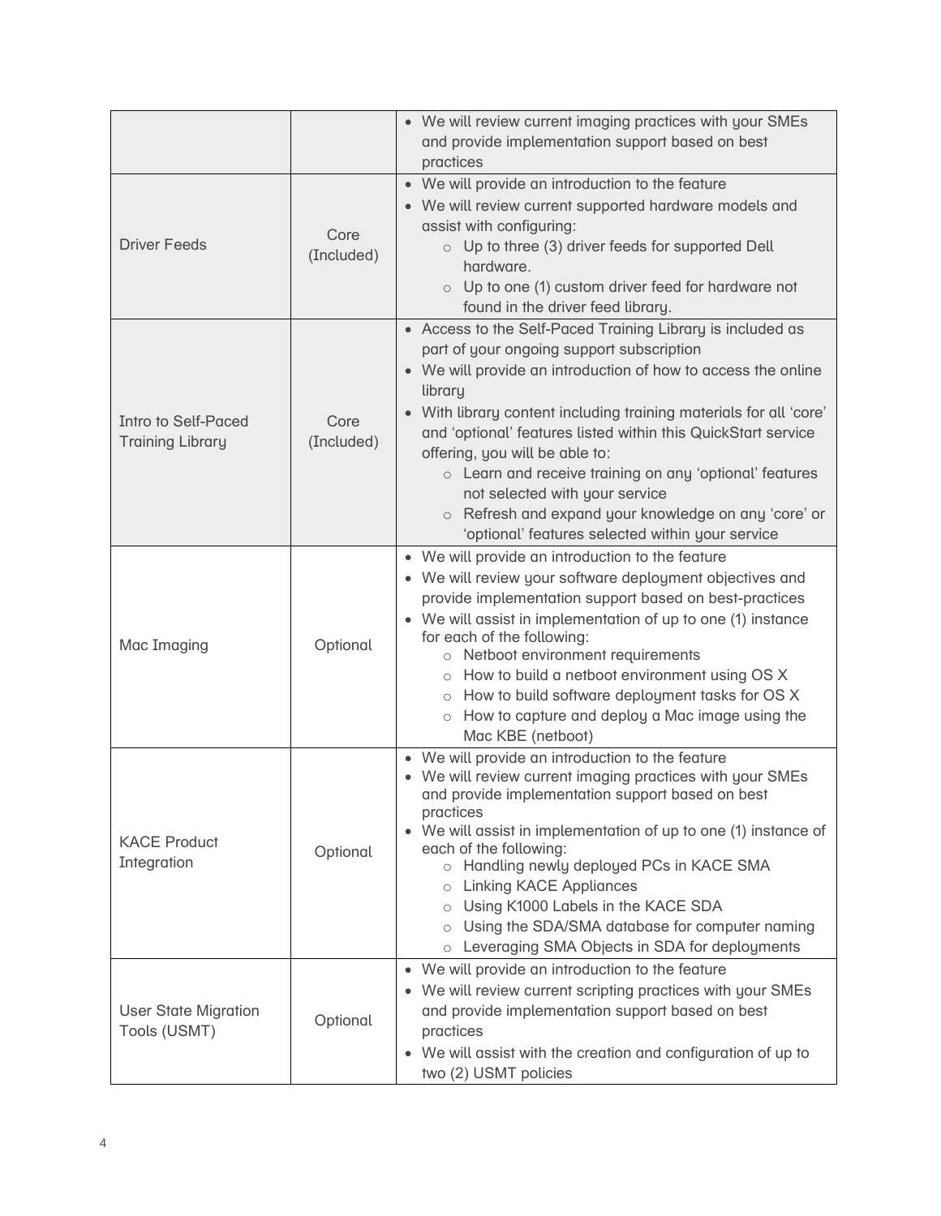| | | |
|---|---|---|
| | | • We will review current imaging practices with your SMEs and provide implementation support based on best practices |
| Driver Feeds | Core (Included) | • We will provide an introduction to the feature<br>• We will review current supported hardware models and assist with configuring:<br>  ○ Up to three (3) driver feeds for supported Dell hardware.<br>  ○ Up to one (1) custom driver feed for hardware not found in the driver feed library. |
| Intro to Self-Paced Training Library | Core (Included) | • Access to the Self-Paced Training Library is included as part of your ongoing support subscription<br>• We will provide an introduction of how to access the online library<br>• With library content including training materials for all 'core' and 'optional' features listed within this QuickStart service offering, you will be able to:<br>  ○ Learn and receive training on any 'optional' features not selected with your service<br>  ○ Refresh and expand your knowledge on any 'core' or 'optional' features selected within your service |
| Mac Imaging | Optional | • We will provide an introduction to the feature<br>• We will review your software deployment objectives and provide implementation support based on best-practices<br>• We will assist in implementation of up to one (1) instance for each of the following:<br>  ○ Netboot environment requirements<br>  ○ How to build a netboot environment using OS X<br>  ○ How to build software deployment tasks for OS X<br>  ○ How to capture and deploy a Mac image using the Mac KBE (netboot) |
| KACE Product Integration | Optional | • We will provide an introduction to the feature<br>• We will review current imaging practices with your SMEs and provide implementation support based on best practices<br>• We will assist in implementation of up to one (1) instance of each of the following:<br>  ○ Handling newly deployed PCs in KACE SMA<br>  ○ Linking KACE Appliances<br>  ○ Using K1000 Labels in the KACE SDA<br>  ○ Using the SDA/SMA database for computer naming<br>  ○ Leveraging SMA Objects in SDA for deployments |
| User State Migration Tools (USMT) | Optional | • We will provide an introduction to the feature<br>• We will review current scripting practices with your SMEs and provide implementation support based on best practices<br>• We will assist with the creation and configuration of up to two (2) USMT policies |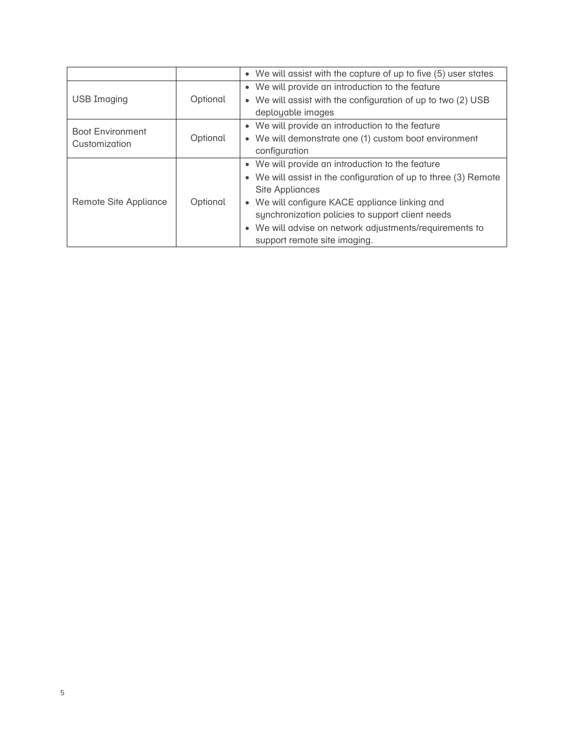| | | |
|---|---|---|
| | | • We will assist with the capture of up to five (5) user states |
| USB Imaging | Optional | • We will provide an introduction to the feature<br>• We will assist with the configuration of up to two (2) USB deployable images |
| Boot Environment Customization | Optional | • We will provide an introduction to the feature<br>• We will demonstrate one (1) custom boot environment configuration |
| Remote Site Appliance | Optional | • We will provide an introduction to the feature<br>• We will assist in the configuration of up to three (3) Remote Site Appliances<br>• We will configure KACE appliance linking and synchronization policies to support client needs<br>• We will advise on network adjustments/requirements to support remote site imaging. |